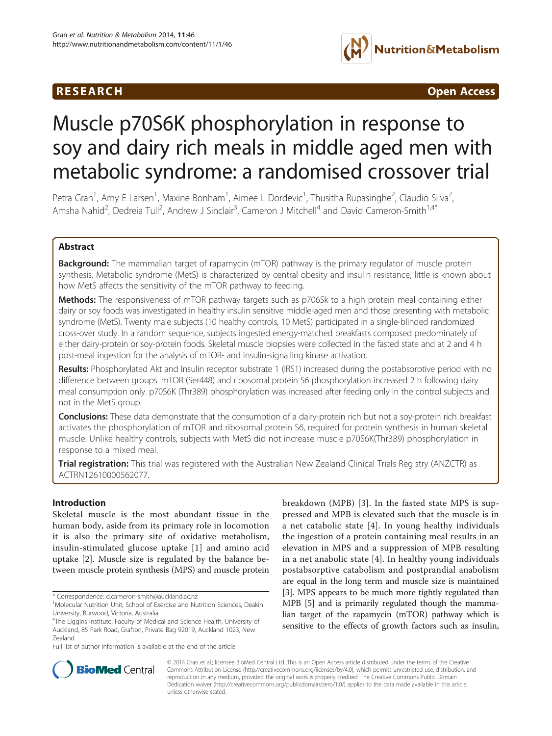**RESEARCH** **Open Access**

# Muscle p70S6K phosphorylation in response to soy and dairy rich meals in middle aged men with metabolic syndrome: a randomised crossover trial

Petra Gran[1], Amy E Larsen[1], Maxine Bonham[1], Aimee L Dordevic[1], Thusitha Rupasinghe[2], Claudio Silva[2], Amsha Nahid[2], Dedreia Tull[2], Andrew J Sinclair[3], Cameron J Mitchell[4] and David Cameron-Smith[1,4*]

## Abstract

**Background:** The mammalian target of rapamycin (mTOR) pathway is the primary regulator of muscle protein synthesis. Metabolic syndrome (MetS) is characterized by central obesity and insulin resistance; little is known about how MetS affects the sensitivity of the mTOR pathway to feeding.

**Methods:** The responsiveness of mTOR pathway targets such as p706Sk to a high protein meal containing either dairy or soy foods was investigated in healthy insulin sensitive middle-aged men and those presenting with metabolic syndrome (MetS). Twenty male subjects (10 healthy controls, 10 MetS) participated in a single-blinded randomized cross-over study. In a random sequence, subjects ingested energy-matched breakfasts composed predominately of either dairy-protein or soy-protein foods. Skeletal muscle biopsies were collected in the fasted state and at 2 and 4 h post-meal ingestion for the analysis of mTOR- and insulin-signalling kinase activation.

**Results:** Phosphorylated Akt and Insulin receptor substrate 1 (IRS1) increased during the postabsorptive period with no difference between groups. mTOR (Ser448) and ribosomal protein S6 phosphorylation increased 2 h following dairy meal consumption only. p70S6K (Thr389) phosphorylation was increased after feeding only in the control subjects and not in the MetS group.

**Conclusions:** These data demonstrate that the consumption of a dairy-protein rich but not a soy-protein rich breakfast activates the phosphorylation of mTOR and ribosomal protein S6, required for protein synthesis in human skeletal muscle. Unlike healthy controls, subjects with MetS did not increase muscle p70S6K(Thr389) phosphorylation in response to a mixed meal.

**Trial registration:** This trial was registered with the Australian New Zealand Clinical Trials Registry (ANZCTR) as ACTRN12610000562077.

## Introduction

Skeletal muscle is the most abundant tissue in the human body, aside from its primary role in locomotion it is also the primary site of oxidative metabolism, insulin-stimulated glucose uptake [1] and amino acid uptake [2]. Muscle size is regulated by the balance between muscle protein synthesis (MPS) and muscle protein breakdown (MPB) [3]. In the fasted state MPS is suppressed and MPB is elevated such that the muscle is in a net catabolic state [4]. In young healthy individuals the ingestion of a protein containing meal results in an elevation in MPS and a suppression of MPB resulting in a net anabolic state [4]. In healthy young individuals postabsorptive catabolism and postprandial anabolism are equal in the long term and muscle size is maintained [3]. MPS appears to be much more tightly regulated than MPB [5] and is primarily regulated though the mammalian target of the rapamycin (mTOR) pathway which is sensitive to the effects of growth factors such as insulin,

* Correspondence: d.cameron-smith@auckland.ac.nz
[1]Molecular Nutrition Unit, School of Exercise and Nutrition Sciences, Deakin University, Burwood, Victoria, Australia
[4]The Liggins Institute, Faculty of Medical and Science Health, University of Auckland, 85 Park Road, Grafton, Private Bag 92019, Auckland 1023, New Zealand
Full list of author information is available at the end of the article

© 2014 Gran et al.; licensee BioMed Central Ltd. This is an Open Access article distributed under the terms of the Creative Commons Attribution License (http://creativecommons.org/licenses/by/4.0), which permits unrestricted use, distribution, and reproduction in any medium, provided the original work is properly credited. The Creative Commons Public Domain Dedication waiver (http://creativecommons.org/publicdomain/zero/1.0/) applies to the data made available in this article, unless otherwise stated.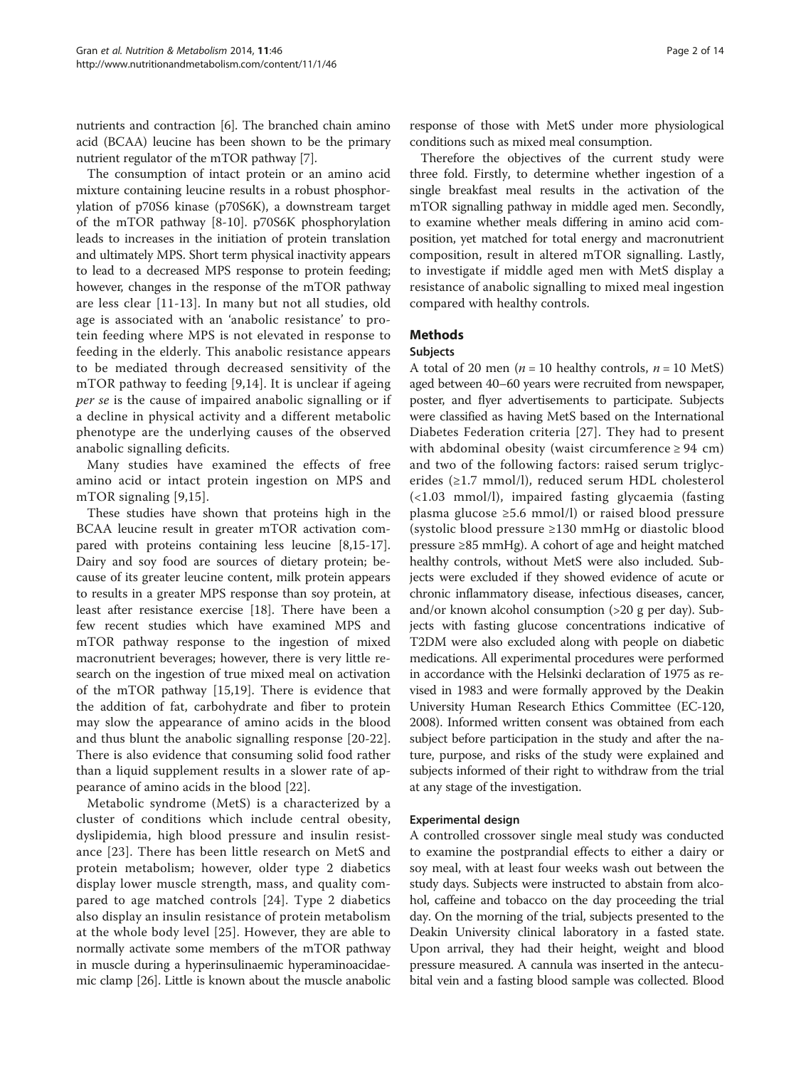nutrients and contraction [6]. The branched chain amino acid (BCAA) leucine has been shown to be the primary nutrient regulator of the mTOR pathway [7].

The consumption of intact protein or an amino acid mixture containing leucine results in a robust phosphorylation of p70S6 kinase (p70S6K), a downstream target of the mTOR pathway [8-10]. p70S6K phosphorylation leads to increases in the initiation of protein translation and ultimately MPS. Short term physical inactivity appears to lead to a decreased MPS response to protein feeding; however, changes in the response of the mTOR pathway are less clear [11-13]. In many but not all studies, old age is associated with an 'anabolic resistance' to protein feeding where MPS is not elevated in response to feeding in the elderly. This anabolic resistance appears to be mediated through decreased sensitivity of the mTOR pathway to feeding [9,14]. It is unclear if ageing *per se* is the cause of impaired anabolic signalling or if a decline in physical activity and a different metabolic phenotype are the underlying causes of the observed anabolic signalling deficits.

Many studies have examined the effects of free amino acid or intact protein ingestion on MPS and mTOR signaling [9,15].

These studies have shown that proteins high in the BCAA leucine result in greater mTOR activation compared with proteins containing less leucine [8,15-17]. Dairy and soy food are sources of dietary protein; because of its greater leucine content, milk protein appears to results in a greater MPS response than soy protein, at least after resistance exercise [18]. There have been a few recent studies which have examined MPS and mTOR pathway response to the ingestion of mixed macronutrient beverages; however, there is very little research on the ingestion of true mixed meal on activation of the mTOR pathway [15,19]. There is evidence that the addition of fat, carbohydrate and fiber to protein may slow the appearance of amino acids in the blood and thus blunt the anabolic signalling response [20-22]. There is also evidence that consuming solid food rather than a liquid supplement results in a slower rate of appearance of amino acids in the blood [22].

Metabolic syndrome (MetS) is a characterized by a cluster of conditions which include central obesity, dyslipidemia, high blood pressure and insulin resistance [23]. There has been little research on MetS and protein metabolism; however, older type 2 diabetics display lower muscle strength, mass, and quality compared to age matched controls [24]. Type 2 diabetics also display an insulin resistance of protein metabolism at the whole body level [25]. However, they are able to normally activate some members of the mTOR pathway in muscle during a hyperinsulinaemic hyperaminoacidaemic clamp [26]. Little is known about the muscle anabolic response of those with MetS under more physiological conditions such as mixed meal consumption.

Therefore the objectives of the current study were three fold. Firstly, to determine whether ingestion of a single breakfast meal results in the activation of the mTOR signalling pathway in middle aged men. Secondly, to examine whether meals differing in amino acid composition, yet matched for total energy and macronutrient composition, result in altered mTOR signalling. Lastly, to investigate if middle aged men with MetS display a resistance of anabolic signalling to mixed meal ingestion compared with healthy controls.

## Methods

### Subjects

A total of 20 men ($n = 10$ healthy controls, $n = 10$ MetS) aged between 40–60 years were recruited from newspaper, poster, and flyer advertisements to participate. Subjects were classified as having MetS based on the International Diabetes Federation criteria [27]. They had to present with abdominal obesity (waist circumference ≥ 94 cm) and two of the following factors: raised serum triglycerides (≥1.7 mmol/l), reduced serum HDL cholesterol (<1.03 mmol/l), impaired fasting glycaemia (fasting plasma glucose ≥5.6 mmol/l) or raised blood pressure (systolic blood pressure ≥130 mmHg or diastolic blood pressure ≥85 mmHg). A cohort of age and height matched healthy controls, without MetS were also included. Subjects were excluded if they showed evidence of acute or chronic inflammatory disease, infectious diseases, cancer, and/or known alcohol consumption (>20 g per day). Subjects with fasting glucose concentrations indicative of T2DM were also excluded along with people on diabetic medications. All experimental procedures were performed in accordance with the Helsinki declaration of 1975 as revised in 1983 and were formally approved by the Deakin University Human Research Ethics Committee (EC-120, 2008). Informed written consent was obtained from each subject before participation in the study and after the nature, purpose, and risks of the study were explained and subjects informed of their right to withdraw from the trial at any stage of the investigation.

### Experimental design

A controlled crossover single meal study was conducted to examine the postprandial effects to either a dairy or soy meal, with at least four weeks wash out between the study days. Subjects were instructed to abstain from alcohol, caffeine and tobacco on the day proceeding the trial day. On the morning of the trial, subjects presented to the Deakin University clinical laboratory in a fasted state. Upon arrival, they had their height, weight and blood pressure measured. A cannula was inserted in the antecubital vein and a fasting blood sample was collected. Blood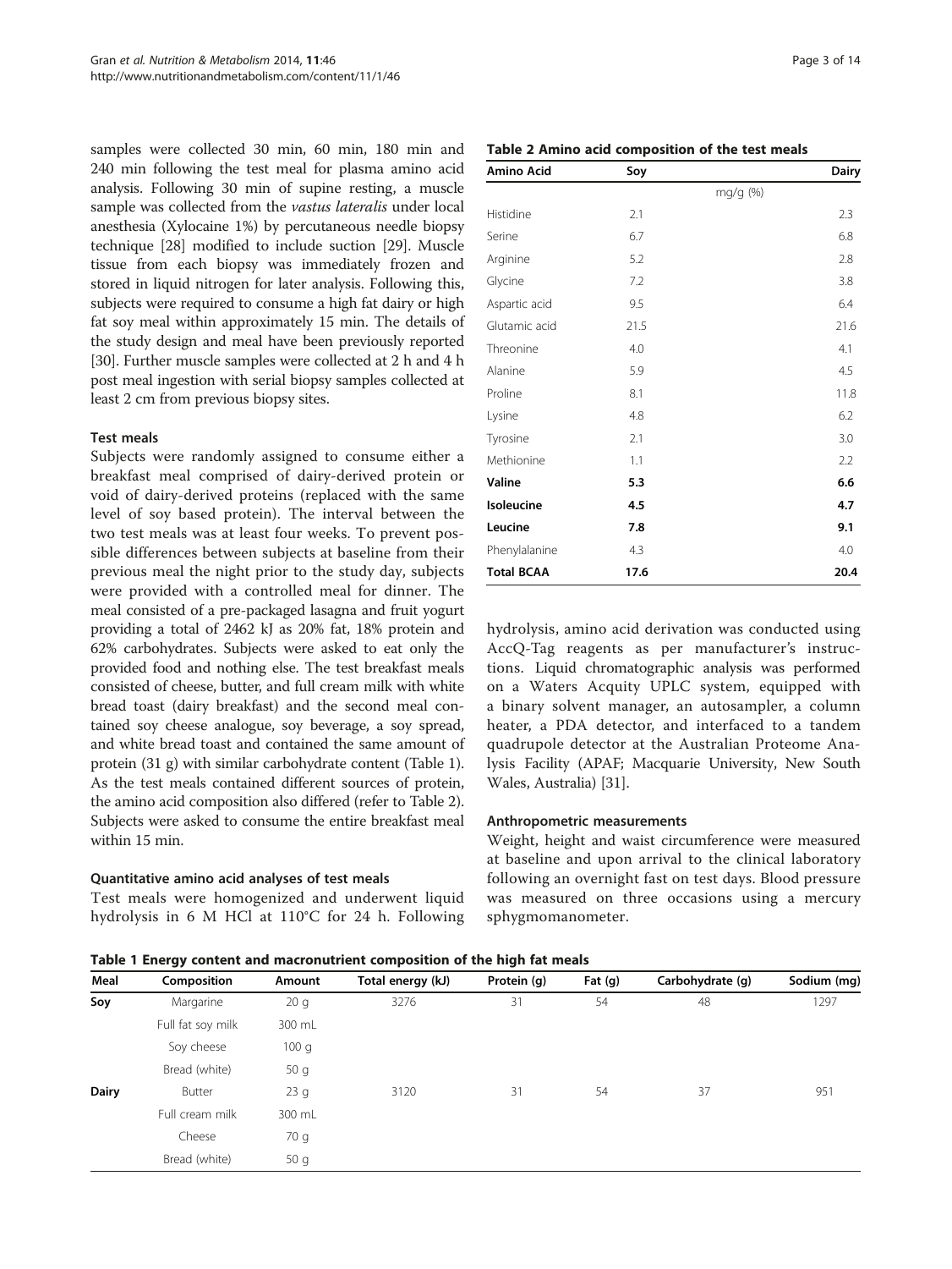samples were collected 30 min, 60 min, 180 min and 240 min following the test meal for plasma amino acid analysis. Following 30 min of supine resting, a muscle sample was collected from the *vastus lateralis* under local anesthesia (Xylocaine 1%) by percutaneous needle biopsy technique [28] modified to include suction [29]. Muscle tissue from each biopsy was immediately frozen and stored in liquid nitrogen for later analysis. Following this, subjects were required to consume a high fat dairy or high fat soy meal within approximately 15 min. The details of the study design and meal have been previously reported [30]. Further muscle samples were collected at 2 h and 4 h post meal ingestion with serial biopsy samples collected at least 2 cm from previous biopsy sites.

### Test meals

Subjects were randomly assigned to consume either a breakfast meal comprised of dairy-derived protein or void of dairy-derived proteins (replaced with the same level of soy based protein). The interval between the two test meals was at least four weeks. To prevent possible differences between subjects at baseline from their previous meal the night prior to the study day, subjects were provided with a controlled meal for dinner. The meal consisted of a pre-packaged lasagna and fruit yogurt providing a total of 2462 kJ as 20% fat, 18% protein and 62% carbohydrates. Subjects were asked to eat only the provided food and nothing else. The test breakfast meals consisted of cheese, butter, and full cream milk with white bread toast (dairy breakfast) and the second meal contained soy cheese analogue, soy beverage, a soy spread, and white bread toast and contained the same amount of protein (31 g) with similar carbohydrate content (Table 1). As the test meals contained different sources of protein, the amino acid composition also differed (refer to Table 2). Subjects were asked to consume the entire breakfast meal within 15 min.

### Quantitative amino acid analyses of test meals

Test meals were homogenized and underwent liquid hydrolysis in 6 M HCl at 110°C for 24 h. Following hydrolysis, amino acid derivation was conducted using AccQ-Tag reagents as per manufacturer's instructions. Liquid chromatographic analysis was performed on a Waters Acquity UPLC system, equipped with a binary solvent manager, an autosampler, a column heater, a PDA detector, and interfaced to a tandem quadrupole detector at the Australian Proteome Analysis Facility (APAF; Macquarie University, New South Wales, Australia) [31].

**Table 2 Amino acid composition of the test meals**

| Amino Acid | Soy | Dairy |
|---|---|---|
| | mg/g (%) | |
| Histidine | 2.1 | 2.3 |
| Serine | 6.7 | 6.8 |
| Arginine | 5.2 | 2.8 |
| Glycine | 7.2 | 3.8 |
| Aspartic acid | 9.5 | 6.4 |
| Glutamic acid | 21.5 | 21.6 |
| Threonine | 4.0 | 4.1 |
| Alanine | 5.9 | 4.5 |
| Proline | 8.1 | 11.8 |
| Lysine | 4.8 | 6.2 |
| Tyrosine | 2.1 | 3.0 |
| Methionine | 1.1 | 2.2 |
| **Valine** | **5.3** | **6.6** |
| **Isoleucine** | **4.5** | **4.7** |
| **Leucine** | **7.8** | **9.1** |
| Phenylalanine | 4.3 | 4.0 |
| **Total BCAA** | **17.6** | **20.4** |

### Anthropometric measurements

Weight, height and waist circumference were measured at baseline and upon arrival to the clinical laboratory following an overnight fast on test days. Blood pressure was measured on three occasions using a mercury sphygmomanometer.

**Table 1 Energy content and macronutrient composition of the high fat meals**

| Meal | Composition | Amount | Total energy (kJ) | Protein (g) | Fat (g) | Carbohydrate (g) | Sodium (mg) |
|---|---|---|---|---|---|---|---|
| **Soy** | Margarine | 20 g | 3276 | 31 | 54 | 48 | 1297 |
| | Full fat soy milk | 300 mL | | | | | |
| | Soy cheese | 100 g | | | | | |
| | Bread (white) | 50 g | | | | | |
| **Dairy** | Butter | 23 g | 3120 | 31 | 54 | 37 | 951 |
| | Full cream milk | 300 mL | | | | | |
| | Cheese | 70 g | | | | | |
| | Bread (white) | 50 g | | | | | |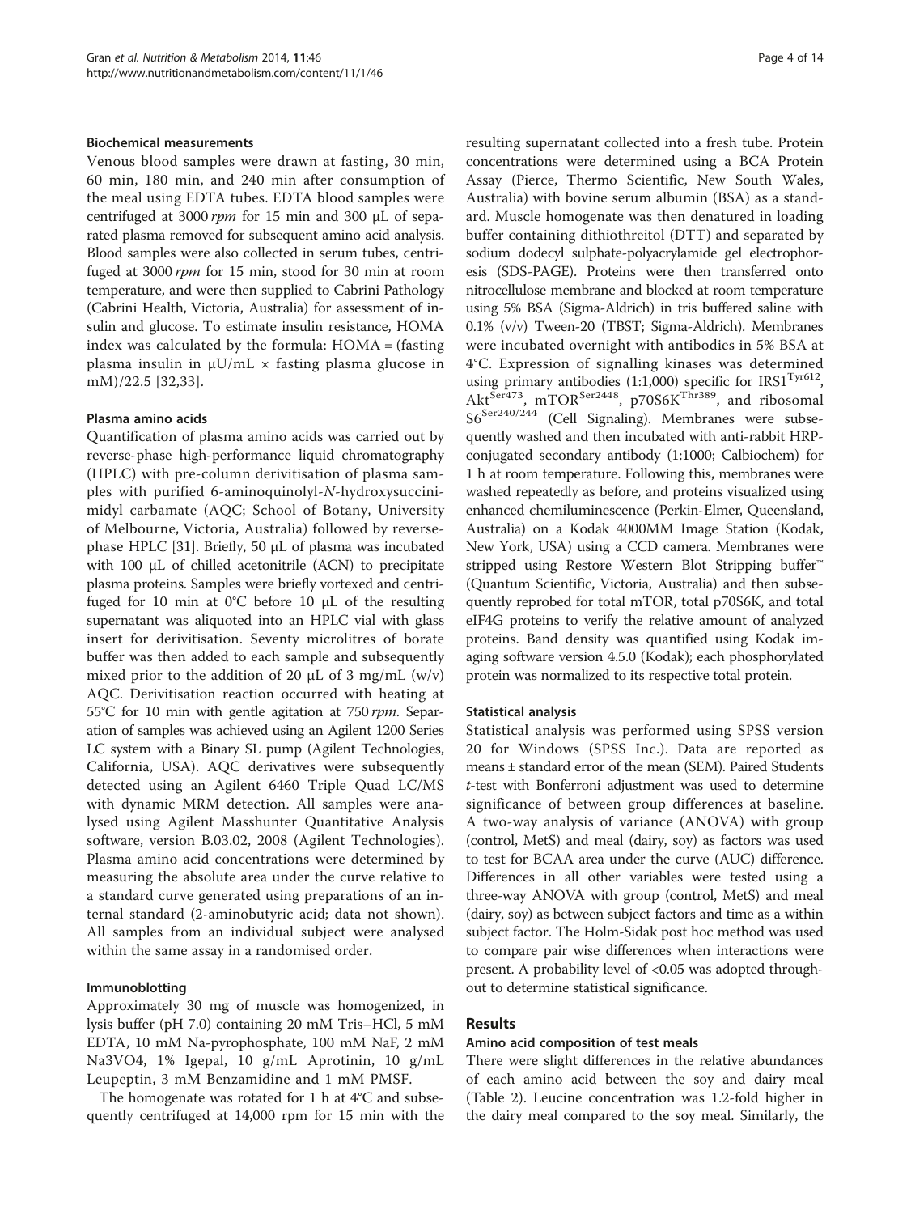### Biochemical measurements

Venous blood samples were drawn at fasting, 30 min, 60 min, 180 min, and 240 min after consumption of the meal using EDTA tubes. EDTA blood samples were centrifuged at 3000 *rpm* for 15 min and 300 μL of separated plasma removed for subsequent amino acid analysis. Blood samples were also collected in serum tubes, centrifuged at 3000 *rpm* for 15 min, stood for 30 min at room temperature, and were then supplied to Cabrini Pathology (Cabrini Health, Victoria, Australia) for assessment of insulin and glucose. To estimate insulin resistance, HOMA index was calculated by the formula: HOMA = (fasting plasma insulin in μU/mL × fasting plasma glucose in mM)/22.5 [32,33].

### Plasma amino acids

Quantification of plasma amino acids was carried out by reverse-phase high-performance liquid chromatography (HPLC) with pre-column derivitisation of plasma samples with purified 6-aminoquinolyl-*N*-hydroxysuccinimidyl carbamate (AQC; School of Botany, University of Melbourne, Victoria, Australia) followed by reverse-phase HPLC [31]. Briefly, 50 μL of plasma was incubated with 100 μL of chilled acetonitrile (ACN) to precipitate plasma proteins. Samples were briefly vortexed and centrifuged for 10 min at 0°C before 10 μL of the resulting supernatant was aliquoted into an HPLC vial with glass insert for derivitisation. Seventy microlitres of borate buffer was then added to each sample and subsequently mixed prior to the addition of 20 μL of 3 mg/mL (w/v) AQC. Derivitisation reaction occurred with heating at 55°C for 10 min with gentle agitation at 750 *rpm*. Separation of samples was achieved using an Agilent 1200 Series LC system with a Binary SL pump (Agilent Technologies, California, USA). AQC derivatives were subsequently detected using an Agilent 6460 Triple Quad LC/MS with dynamic MRM detection. All samples were analysed using Agilent Masshunter Quantitative Analysis software, version B.03.02, 2008 (Agilent Technologies). Plasma amino acid concentrations were determined by measuring the absolute area under the curve relative to a standard curve generated using preparations of an internal standard (2-aminobutyric acid; data not shown). All samples from an individual subject were analysed within the same assay in a randomised order.

### Immunoblotting

Approximately 30 mg of muscle was homogenized, in lysis buffer (pH 7.0) containing 20 mM Tris–HCl, 5 mM EDTA, 10 mM Na-pyrophosphate, 100 mM NaF, 2 mM $Na_3VO_4$, 1% Igepal, 10 g/mL Aprotinin, 10 g/mL Leupeptin, 3 mM Benzamidine and 1 mM PMSF.

The homogenate was rotated for 1 h at 4°C and subsequently centrifuged at 14,000 rpm for 15 min with the resulting supernatant collected into a fresh tube. Protein concentrations were determined using a BCA Protein Assay (Pierce, Thermo Scientific, New South Wales, Australia) with bovine serum albumin (BSA) as a standard. Muscle homogenate was then denatured in loading buffer containing dithiothreitol (DTT) and separated by sodium dodecyl sulphate-polyacrylamide gel electrophoresis (SDS-PAGE). Proteins were then transferred onto nitrocellulose membrane and blocked at room temperature using 5% BSA (Sigma-Aldrich) in tris buffered saline with 0.1% (v/v) Tween-20 (TBST; Sigma-Aldrich). Membranes were incubated overnight with antibodies in 5% BSA at 4°C. Expression of signalling kinases was determined using primary antibodies (1:1,000) specific for $IRS1^{Tyr612}$, $Akt^{Ser473}$, $mTOR^{Ser2448}$, $p70S6K^{Thr389}$, and ribosomal $S6^{Ser240/244}$ (Cell Signaling). Membranes were subsequently washed and then incubated with anti-rabbit HRP-conjugated secondary antibody (1:1000; Calbiochem) for 1 h at room temperature. Following this, membranes were washed repeatedly as before, and proteins visualized using enhanced chemiluminescence (Perkin-Elmer, Queensland, Australia) on a Kodak 4000MM Image Station (Kodak, New York, USA) using a CCD camera. Membranes were stripped using Restore Western Blot Stripping buffer™ (Quantum Scientific, Victoria, Australia) and then subsequently reprobed for total mTOR, total p70S6K, and total eIF4G proteins to verify the relative amount of analyzed proteins. Band density was quantified using Kodak imaging software version 4.5.0 (Kodak); each phosphorylated protein was normalized to its respective total protein.

### Statistical analysis

Statistical analysis was performed using SPSS version 20 for Windows (SPSS Inc.). Data are reported as means ± standard error of the mean (SEM). Paired Students *t*-test with Bonferroni adjustment was used to determine significance of between group differences at baseline. A two-way analysis of variance (ANOVA) with group (control, MetS) and meal (dairy, soy) as factors was used to test for BCAA area under the curve (AUC) difference. Differences in all other variables were tested using a three-way ANOVA with group (control, MetS) and meal (dairy, soy) as between subject factors and time as a within subject factor. The Holm-Sidak post hoc method was used to compare pair wise differences when interactions were present. A probability level of <0.05 was adopted throughout to determine statistical significance.

## Results

### Amino acid composition of test meals

There were slight differences in the relative abundances of each amino acid between the soy and dairy meal (Table 2). Leucine concentration was 1.2-fold higher in the dairy meal compared to the soy meal. Similarly, the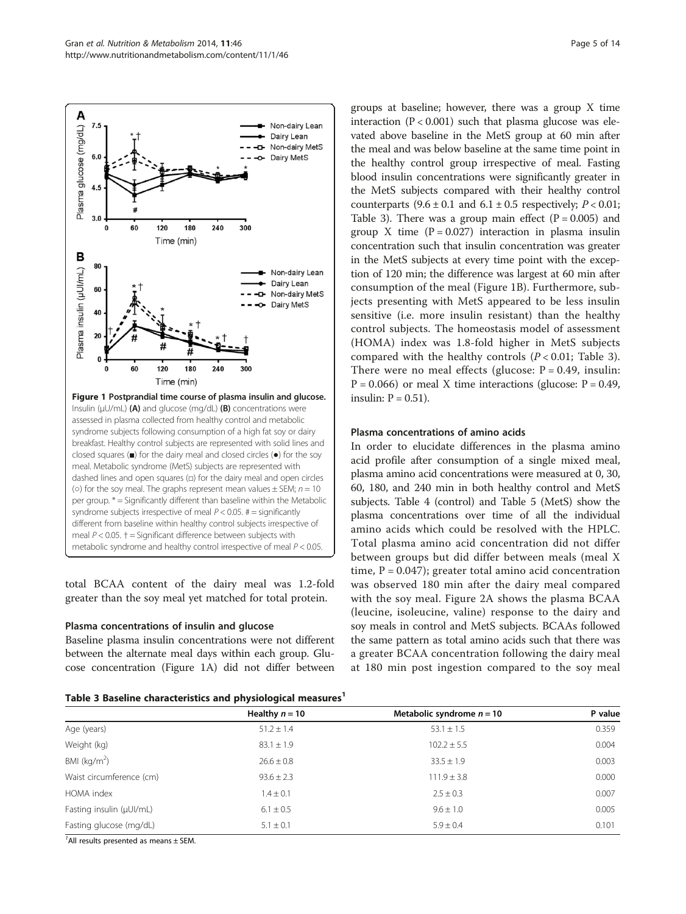**Figure 1 Postprandial time course of plasma insulin and glucose.** Insulin (μU/mL) **(A)** and glucose (mg/dL) **(B)** concentrations were assessed in plasma collected from healthy control and metabolic syndrome subjects following consumption of a high fat soy or dairy breakfast. Healthy control subjects are represented with solid lines and closed squares (■) for the dairy meal and closed circles (●) for the soy meal. Metabolic syndrome (MetS) subjects are represented with dashed lines and open squares (□) for the dairy meal and open circles (○) for the soy meal. The graphs represent mean values ± SEM; $n = 10$ per group. * = Significantly different than baseline within the Metabolic syndrome subjects irrespective of meal $P < 0.05$. # = significantly different from baseline within healthy control subjects irrespective of meal $P < 0.05$. † = Significant difference between subjects with metabolic syndrome and healthy control irrespective of meal $P < 0.05$.

total BCAA content of the dairy meal was 1.2-fold greater than the soy meal yet matched for total protein.

### Plasma concentrations of insulin and glucose

Baseline plasma insulin concentrations were not different between the alternate meal days within each group. Glucose concentration (Figure 1A) did not differ between groups at baseline; however, there was a group X time interaction ($P < 0.001$) such that plasma glucose was elevated above baseline in the MetS group at 60 min after the meal and was below baseline at the same time point in the healthy control group irrespective of meal. Fasting blood insulin concentrations were significantly greater in the MetS subjects compared with their healthy control counterparts (9.6 ± 0.1 and 6.1 ± 0.5 respectively; $P < 0.01$; Table 3). There was a group main effect ($P = 0.005$) and group X time ($P = 0.027$) interaction in plasma insulin concentration such that insulin concentration was greater in the MetS subjects at every time point with the exception of 120 min; the difference was largest at 60 min after consumption of the meal (Figure 1B). Furthermore, subjects presenting with MetS appeared to be less insulin sensitive (i.e. more insulin resistant) than the healthy control subjects. The homeostasis model of assessment (HOMA) index was 1.8-fold higher in MetS subjects compared with the healthy controls ($P < 0.01$; Table 3). There were no meal effects (glucose: $P = 0.49$, insulin: $P = 0.066$) or meal X time interactions (glucose: $P = 0.49$, insulin: $P = 0.51$).

### Plasma concentrations of amino acids

In order to elucidate differences in the plasma amino acid profile after consumption of a single mixed meal, plasma amino acid concentrations were measured at 0, 30, 60, 180, and 240 min in both healthy control and MetS subjects. Table 4 (control) and Table 5 (MetS) show the plasma concentrations over time of all the individual amino acids which could be resolved with the HPLC. Total plasma amino acid concentration did not differ between groups but did differ between meals (meal X time, $P = 0.047$); greater total amino acid concentration was observed 180 min after the dairy meal compared with the soy meal. Figure 2A shows the plasma BCAA (leucine, isoleucine, valine) response to the dairy and soy meals in control and MetS subjects. BCAAs followed the same pattern as total amino acids such that there was a greater BCAA concentration following the dairy meal at 180 min post ingestion compared to the soy meal

**Table 3 Baseline characteristics and physiological measures**[1]

| | Healthy $n = 10$ | Metabolic syndrome $n = 10$ | P value |
|---|---|---|---|
| Age (years) | 51.2 ± 1.4 | 53.1 ± 1.5 | 0.359 |
| Weight (kg) | 83.1 ± 1.9 | 102.2 ± 5.5 | 0.004 |
| BMI (kg/m$^2$) | 26.6 ± 0.8 | 33.5 ± 1.9 | 0.003 |
| Waist circumference (cm) | 93.6 ± 2.3 | 111.9 ± 3.8 | 0.000 |
| HOMA index | 1.4 ± 0.1 | 2.5 ± 0.3 | 0.007 |
| Fasting insulin (μUI/mL) | 6.1 ± 0.5 | 9.6 ± 1.0 | 0.005 |
| Fasting glucose (mg/dL) | 5.1 ± 0.1 | 5.9 ± 0.4 | 0.101 |

[1]All results presented as means ± SEM.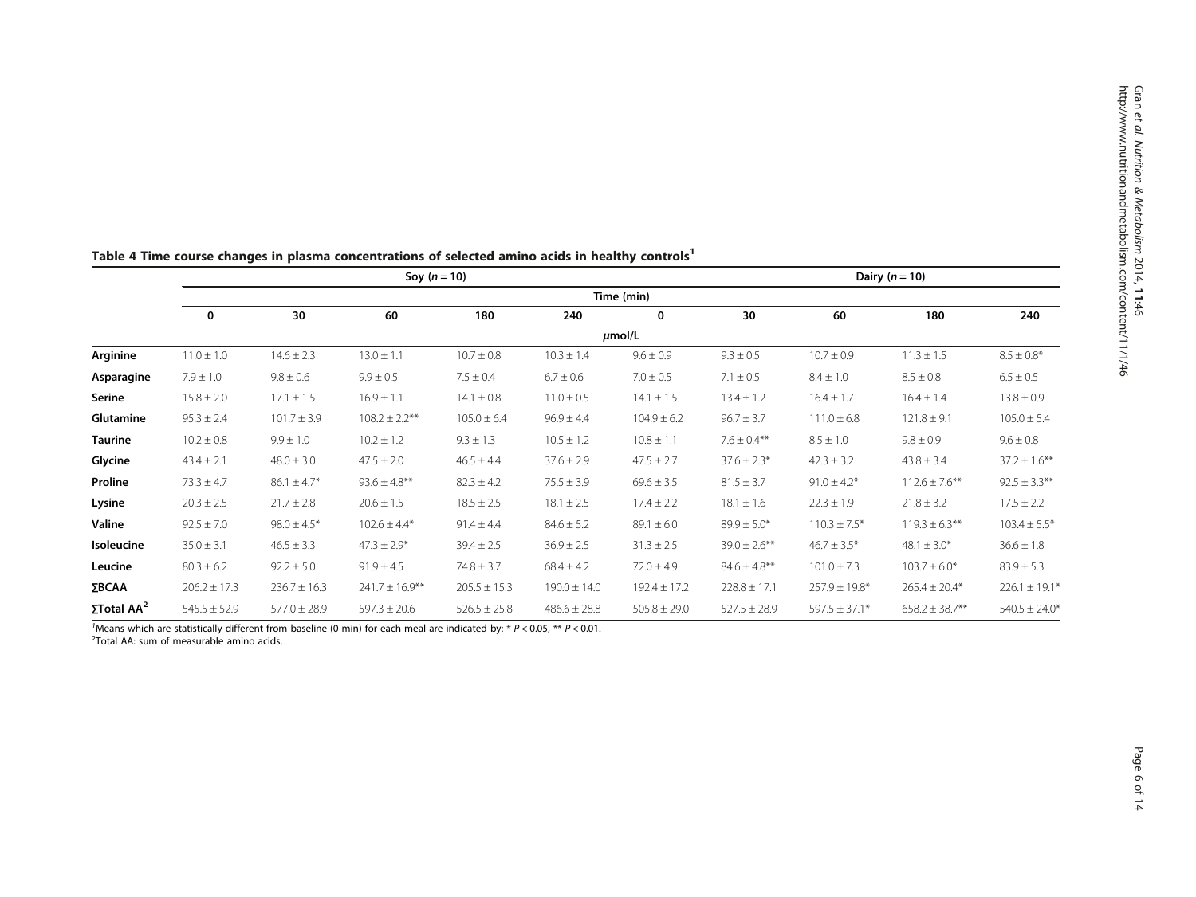**Table 4 Time course changes in plasma concentrations of selected amino acids in healthy controls[1]**

| | Soy ($n = 10$) | | | | | Dairy ($n = 10$) | | | | |
|---|---|---|---|---|---|---|---|---|---|---|
| | Time (min) | | | | | | | | | |
| | 0 | 30 | 60 | 180 | 240 | 0 | 30 | 60 | 180 | 240 |
| | μmol/L | | | | | | | | | |
| **Arginine** | 11.0 ± 1.0 | 14.6 ± 2.3 | 13.0 ± 1.1 | 10.7 ± 0.8 | 10.3 ± 1.4 | 9.6 ± 0.9 | 9.3 ± 0.5 | 10.7 ± 0.9 | 11.3 ± 1.5 | 8.5 ± 0.8* |
| **Asparagine** | 7.9 ± 1.0 | 9.8 ± 0.6 | 9.9 ± 0.5 | 7.5 ± 0.4 | 6.7 ± 0.6 | 7.0 ± 0.5 | 7.1 ± 0.5 | 8.4 ± 1.0 | 8.5 ± 0.8 | 6.5 ± 0.5 |
| **Serine** | 15.8 ± 2.0 | 17.1 ± 1.5 | 16.9 ± 1.1 | 14.1 ± 0.8 | 11.0 ± 0.5 | 14.1 ± 1.5 | 13.4 ± 1.2 | 16.4 ± 1.7 | 16.4 ± 1.4 | 13.8 ± 0.9 |
| **Glutamine** | 95.3 ± 2.4 | 101.7 ± 3.9 | 108.2 ± 2.2** | 105.0 ± 6.4 | 96.9 ± 4.4 | 104.9 ± 6.2 | 96.7 ± 3.7 | 111.0 ± 6.8 | 121.8 ± 9.1 | 105.0 ± 5.4 |
| **Taurine** | 10.2 ± 0.8 | 9.9 ± 1.0 | 10.2 ± 1.2 | 9.3 ± 1.3 | 10.5 ± 1.2 | 10.8 ± 1.1 | 7.6 ± 0.4** | 8.5 ± 1.0 | 9.8 ± 0.9 | 9.6 ± 0.8 |
| **Glycine** | 43.4 ± 2.1 | 48.0 ± 3.0 | 47.5 ± 2.0 | 46.5 ± 4.4 | 37.6 ± 2.9 | 47.5 ± 2.7 | 37.6 ± 2.3* | 42.3 ± 3.2 | 43.8 ± 3.4 | 37.2 ± 1.6** |
| **Proline** | 73.3 ± 4.7 | 86.1 ± 4.7* | 93.6 ± 4.8** | 82.3 ± 4.2 | 75.5 ± 3.9 | 69.6 ± 3.5 | 81.5 ± 3.7 | 91.0 ± 4.2* | 112.6 ± 7.6** | 92.5 ± 3.3** |
| **Lysine** | 20.3 ± 2.5 | 21.7 ± 2.8 | 20.6 ± 1.5 | 18.5 ± 2.5 | 18.1 ± 2.5 | 17.4 ± 2.2 | 18.1 ± 1.6 | 22.3 ± 1.9 | 21.8 ± 3.2 | 17.5 ± 2.2 |
| **Valine** | 92.5 ± 7.0 | 98.0 ± 4.5* | 102.6 ± 4.4* | 91.4 ± 4.4 | 84.6 ± 5.2 | 89.1 ± 6.0 | 89.9 ± 5.0* | 110.3 ± 7.5* | 119.3 ± 6.3** | 103.4 ± 5.5* |
| **Isoleucine** | 35.0 ± 3.1 | 46.5 ± 3.3 | 47.3 ± 2.9* | 39.4 ± 2.5 | 36.9 ± 2.5 | 31.3 ± 2.5 | 39.0 ± 2.6** | 46.7 ± 3.5* | 48.1 ± 3.0* | 36.6 ± 1.8 |
| **Leucine** | 80.3 ± 6.2 | 92.2 ± 5.0 | 91.9 ± 4.5 | 74.8 ± 3.7 | 68.4 ± 4.2 | 72.0 ± 4.9 | 84.6 ± 4.8** | 101.0 ± 7.3 | 103.7 ± 6.0* | 83.9 ± 5.3 |
| **∑BCAA** | 206.2 ± 17.3 | 236.7 ± 16.3 | 241.7 ± 16.9** | 205.5 ± 15.3 | 190.0 ± 14.0 | 192.4 ± 17.2 | 228.8 ± 17.1 | 257.9 ± 19.8* | 265.4 ± 20.4* | 226.1 ± 19.1* |
| **∑Total AA[2]** | 545.5 ± 52.9 | 577.0 ± 28.9 | 597.3 ± 20.6 | 526.5 ± 25.8 | 486.6 ± 28.8 | 505.8 ± 29.0 | 527.5 ± 28.9 | 597.5 ± 37.1* | 658.2 ± 38.7** | 540.5 ± 24.0* |

[1]Means which are statistically different from baseline (0 min) for each meal are indicated by: * $P < 0.05$, ** $P < 0.01$.

[2]Total AA: sum of measurable amino acids.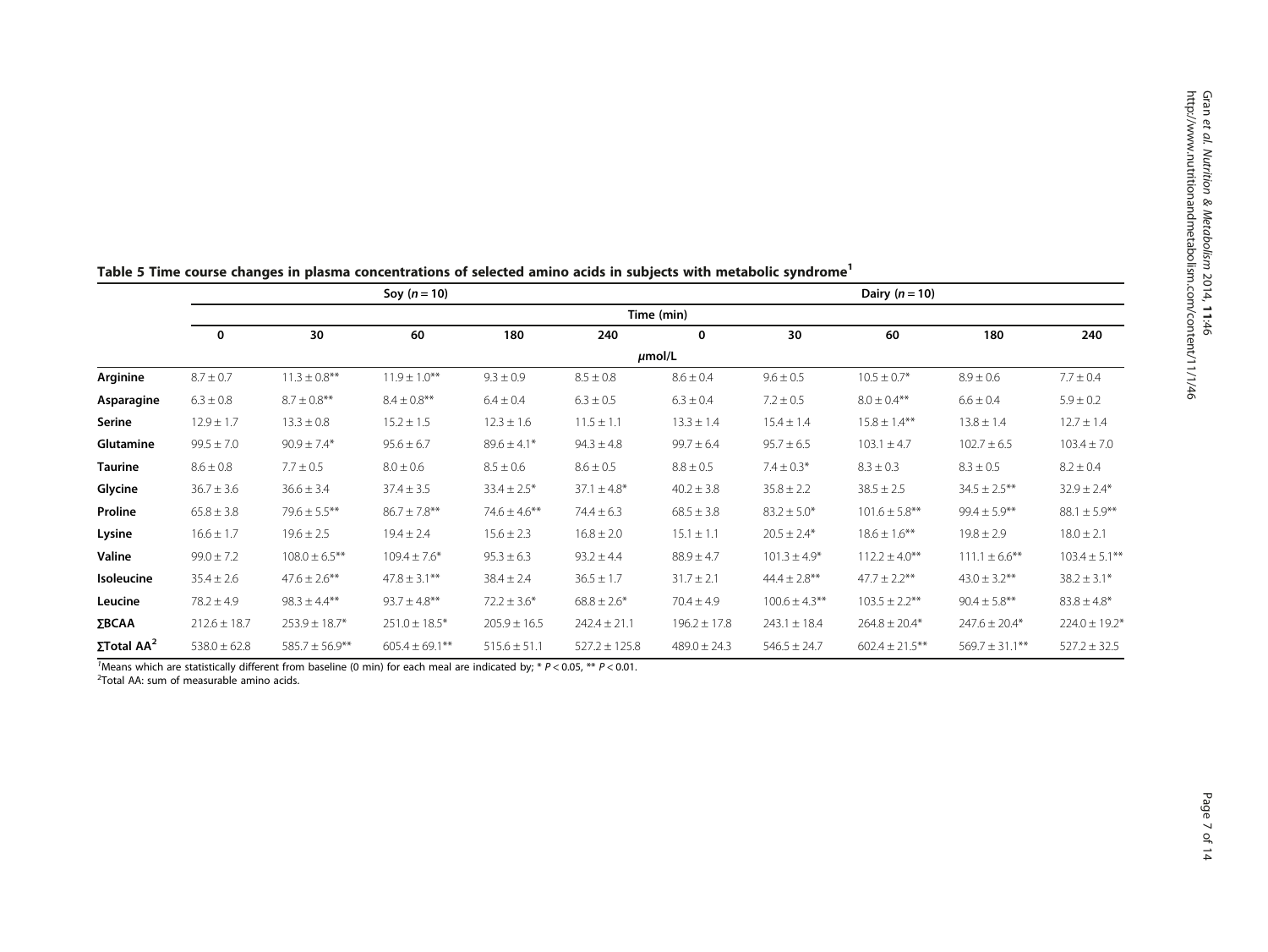**Table 5 Time course changes in plasma concentrations of selected amino acids in subjects with metabolic syndrome[1]**

| | Soy ($n = 10$) | | | | | Dairy ($n = 10$) | | | | |
|---|---|---|---|---|---|---|---|---|---|---|
| | Time (min) | | | | | | | | | |
| | 0 | 30 | 60 | 180 | 240 | 0 | 30 | 60 | 180 | 240 |
| | μmol/L | | | | | | | | | |
| **Arginine** | 8.7 ± 0.7 | 11.3 ± 0.8** | 11.9 ± 1.0** | 9.3 ± 0.9 | 8.5 ± 0.8 | 8.6 ± 0.4 | 9.6 ± 0.5 | 10.5 ± 0.7* | 8.9 ± 0.6 | 7.7 ± 0.4 |
| **Asparagine** | 6.3 ± 0.8 | 8.7 ± 0.8** | 8.4 ± 0.8** | 6.4 ± 0.4 | 6.3 ± 0.5 | 6.3 ± 0.4 | 7.2 ± 0.5 | 8.0 ± 0.4** | 6.6 ± 0.4 | 5.9 ± 0.2 |
| **Serine** | 12.9 ± 1.7 | 13.3 ± 0.8 | 15.2 ± 1.5 | 12.3 ± 1.6 | 11.5 ± 1.1 | 13.3 ± 1.4 | 15.4 ± 1.4 | 15.8 ± 1.4** | 13.8 ± 1.4 | 12.7 ± 1.4 |
| **Glutamine** | 99.5 ± 7.0 | 90.9 ± 7.4* | 95.6 ± 6.7 | 89.6 ± 4.1* | 94.3 ± 4.8 | 99.7 ± 6.4 | 95.7 ± 6.5 | 103.1 ± 4.7 | 102.7 ± 6.5 | 103.4 ± 7.0 |
| **Taurine** | 8.6 ± 0.8 | 7.7 ± 0.5 | 8.0 ± 0.6 | 8.5 ± 0.6 | 8.6 ± 0.5 | 8.8 ± 0.5 | 7.4 ± 0.3* | 8.3 ± 0.3 | 8.3 ± 0.5 | 8.2 ± 0.4 |
| **Glycine** | 36.7 ± 3.6 | 36.6 ± 3.4 | 37.4 ± 3.5 | 33.4 ± 2.5* | 37.1 ± 4.8* | 40.2 ± 3.8 | 35.8 ± 2.2 | 38.5 ± 2.5 | 34.5 ± 2.5** | 32.9 ± 2.4* |
| **Proline** | 65.8 ± 3.8 | 79.6 ± 5.5** | 86.7 ± 7.8** | 74.6 ± 4.6** | 74.4 ± 6.3 | 68.5 ± 3.8 | 83.2 ± 5.0* | 101.6 ± 5.8** | 99.4 ± 5.9** | 88.1 ± 5.9** |
| **Lysine** | 16.6 ± 1.7 | 19.6 ± 2.5 | 19.4 ± 2.4 | 15.6 ± 2.3 | 16.8 ± 2.0 | 15.1 ± 1.1 | 20.5 ± 2.4* | 18.6 ± 1.6** | 19.8 ± 2.9 | 18.0 ± 2.1 |
| **Valine** | 99.0 ± 7.2 | 108.0 ± 6.5** | 109.4 ± 7.6* | 95.3 ± 6.3 | 93.2 ± 4.4 | 88.9 ± 4.7 | 101.3 ± 4.9* | 112.2 ± 4.0** | 111.1 ± 6.6** | 103.4 ± 5.1** |
| **Isoleucine** | 35.4 ± 2.6 | 47.6 ± 2.6** | 47.8 ± 3.1** | 38.4 ± 2.4 | 36.5 ± 1.7 | 31.7 ± 2.1 | 44.4 ± 2.8** | 47.7 ± 2.2** | 43.0 ± 3.2** | 38.2 ± 3.1* |
| **Leucine** | 78.2 ± 4.9 | 98.3 ± 4.4** | 93.7 ± 4.8** | 72.2 ± 3.6* | 68.8 ± 2.6* | 70.4 ± 4.9 | 100.6 ± 4.3** | 103.5 ± 2.2** | 90.4 ± 5.8** | 83.8 ± 4.8* |
| **∑BCAA** | 212.6 ± 18.7 | 253.9 ± 18.7* | 251.0 ± 18.5* | 205.9 ± 16.5 | 242.4 ± 21.1 | 196.2 ± 17.8 | 243.1 ± 18.4 | 264.8 ± 20.4* | 247.6 ± 20.4* | 224.0 ± 19.2* |
| **∑Total AA[2]** | 538.0 ± 62.8 | 585.7 ± 56.9** | 605.4 ± 69.1** | 515.6 ± 51.1 | 527.2 ± 125.8 | 489.0 ± 24.3 | 546.5 ± 24.7 | 602.4 ± 21.5** | 569.7 ± 31.1** | 527.2 ± 32.5 |

[1]Means which are statistically different from baseline (0 min) for each meal are indicated by; * $P < 0.05$, ** $P < 0.01$.

[2]Total AA: sum of measurable amino acids.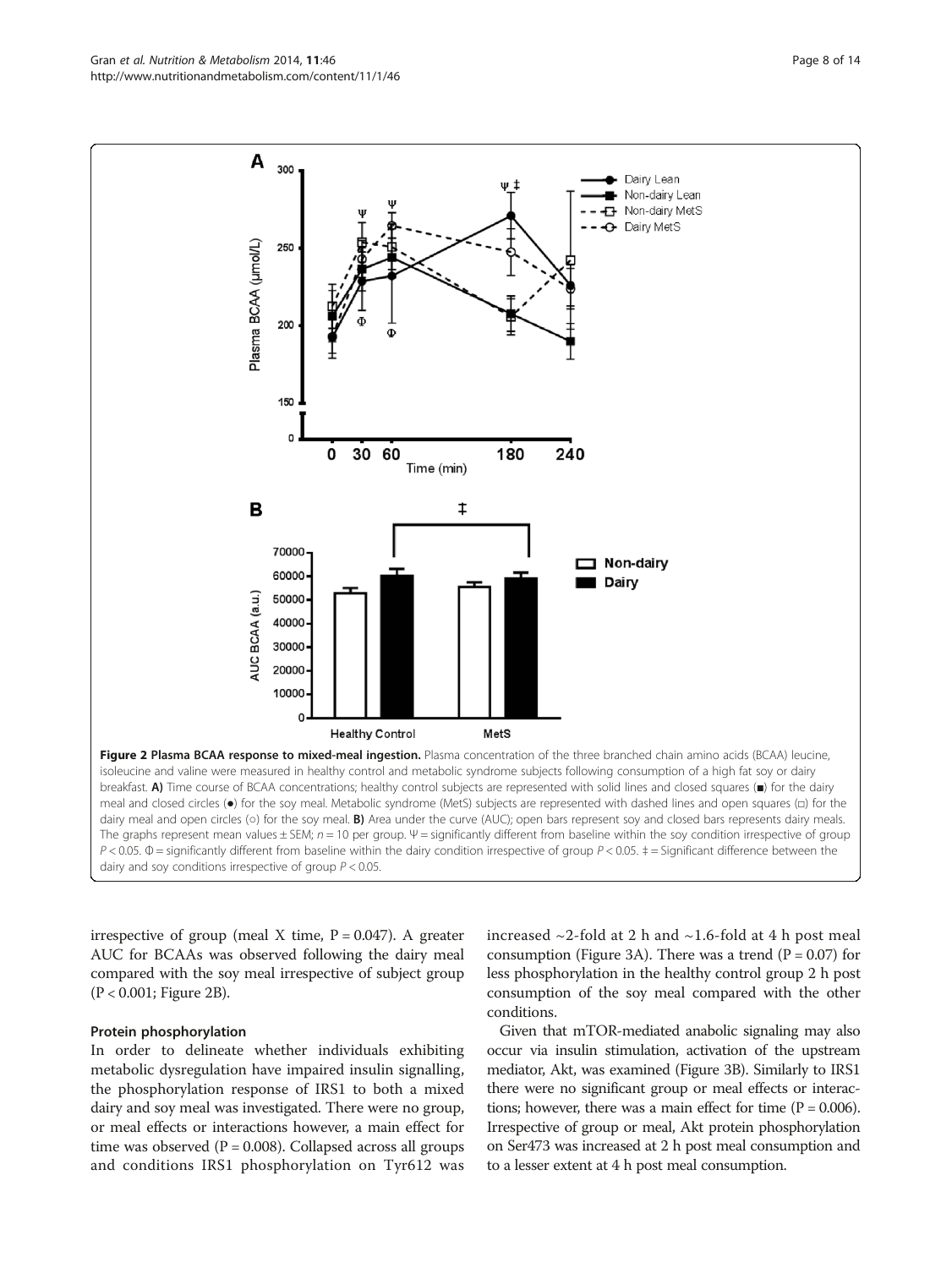**Figure 2 Plasma BCAA response to mixed-meal ingestion.** Plasma concentration of the three branched chain amino acids (BCAA) leucine, isoleucine and valine were measured in healthy control and metabolic syndrome subjects following consumption of a high fat soy or dairy breakfast. **A)** Time course of BCAA concentrations; healthy control subjects are represented with solid lines and closed squares (■) for the dairy meal and closed circles (●) for the soy meal. Metabolic syndrome (MetS) subjects are represented with dashed lines and open squares (□) for the dairy meal and open circles (○) for the soy meal. **B)** Area under the curve (AUC); open bars represent soy and closed bars represents dairy meals. The graphs represent mean values ± SEM; $n = 10$ per group. Ψ = significantly different from baseline within the soy condition irrespective of group $P < 0.05$. Φ = significantly different from baseline within the dairy condition irrespective of group $P < 0.05$. ‡ = Significant difference between the dairy and soy conditions irrespective of group $P < 0.05$.

irrespective of group (meal X time, P = 0.047). A greater AUC for BCAAs was observed following the dairy meal compared with the soy meal irrespective of subject group (P < 0.001; Figure 2B).

### Protein phosphorylation

In order to delineate whether individuals exhibiting metabolic dysregulation have impaired insulin signalling, the phosphorylation response of IRS1 to both a mixed dairy and soy meal was investigated. There were no group, or meal effects or interactions however, a main effect for time was observed (P = 0.008). Collapsed across all groups and conditions IRS1 phosphorylation on Tyr612 was increased ~2-fold at 2 h and ~1.6-fold at 4 h post meal consumption (Figure 3A). There was a trend (P = 0.07) for less phosphorylation in the healthy control group 2 h post consumption of the soy meal compared with the other conditions.

Given that mTOR-mediated anabolic signaling may also occur via insulin stimulation, activation of the upstream mediator, Akt, was examined (Figure 3B). Similarly to IRS1 there were no significant group or meal effects or interactions; however, there was a main effect for time (P = 0.006). Irrespective of group or meal, Akt protein phosphorylation on Ser473 was increased at 2 h post meal consumption and to a lesser extent at 4 h post meal consumption.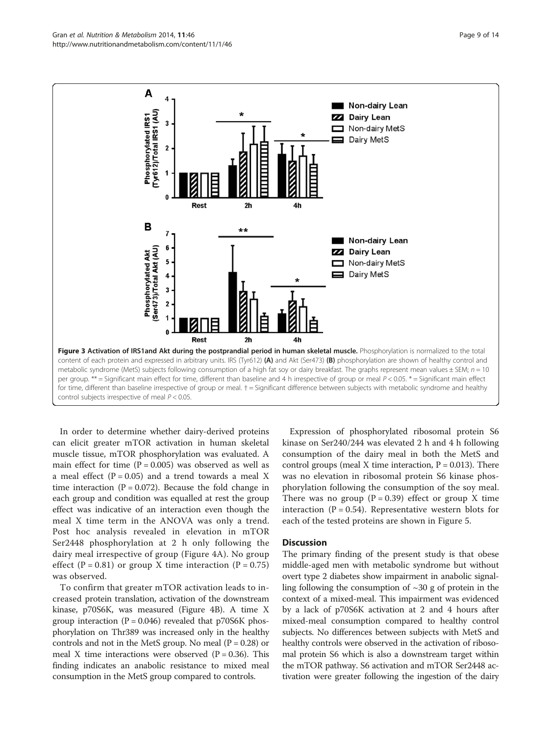Figure 3 Activation of IRS1and Akt during the postprandial period in human skeletal muscle. Phosphorylation is normalized to the total content of each protein and expressed in arbitrary units. IRS (Tyr612) (A) and Akt (Ser473) (B) phosphorylation are shown of healthy control and metabolic syndrome (MetS) subjects following consumption of a high fat soy or dairy breakfast. The graphs represent mean values ± SEM; $n = 10$ per group. ** = Significant main effect for time, different than baseline and 4 h irrespective of group or meal $P < 0.05$. * = Significant main effect for time, different than baseline irrespective of group or meal. † = Significant difference between subjects with metabolic syndrome and healthy control subjects irrespective of meal $P < 0.05$.

In order to determine whether dairy-derived proteins can elicit greater mTOR activation in human skeletal muscle tissue, mTOR phosphorylation was evaluated. A main effect for time ($P = 0.005$) was observed as well as a meal effect ($P = 0.05$) and a trend towards a meal X time interaction ($P = 0.072$). Because the fold change in each group and condition was equalled at rest the group effect was indicative of an interaction even though the meal X time term in the ANOVA was only a trend. Post hoc analysis revealed in elevation in mTOR Ser2448 phosphorylation at 2 h only following the dairy meal irrespective of group (Figure 4A). No group effect ($P = 0.81$) or group X time interaction ($P = 0.75$) was observed.

To confirm that greater mTOR activation leads to increased protein translation, activation of the downstream kinase, p70S6K, was measured (Figure 4B). A time X group interaction ($P = 0.046$) revealed that p70S6K phosphorylation on Thr389 was increased only in the healthy controls and not in the MetS group. No meal ($P = 0.28$) or meal X time interactions were observed ($P = 0.36$). This finding indicates an anabolic resistance to mixed meal consumption in the MetS group compared to controls.

Expression of phosphorylated ribosomal protein S6 kinase on Ser240/244 was elevated 2 h and 4 h following consumption of the dairy meal in both the MetS and control groups (meal X time interaction, $P = 0.013$). There was no elevation in ribosomal protein S6 kinase phosphorylation following the consumption of the soy meal. There was no group ($P = 0.39$) effect or group X time interaction ($P = 0.54$). Representative western blots for each of the tested proteins are shown in Figure 5.

## Discussion

The primary finding of the present study is that obese middle-aged men with metabolic syndrome but without overt type 2 diabetes show impairment in anabolic signalling following the consumption of ~30 g of protein in the context of a mixed-meal. This impairment was evidenced by a lack of p70S6K activation at 2 and 4 hours after mixed-meal consumption compared to healthy control subjects. No differences between subjects with MetS and healthy controls were observed in the activation of ribosomal protein S6 which is also a downstream target within the mTOR pathway. S6 activation and mTOR Ser2448 activation were greater following the ingestion of the dairy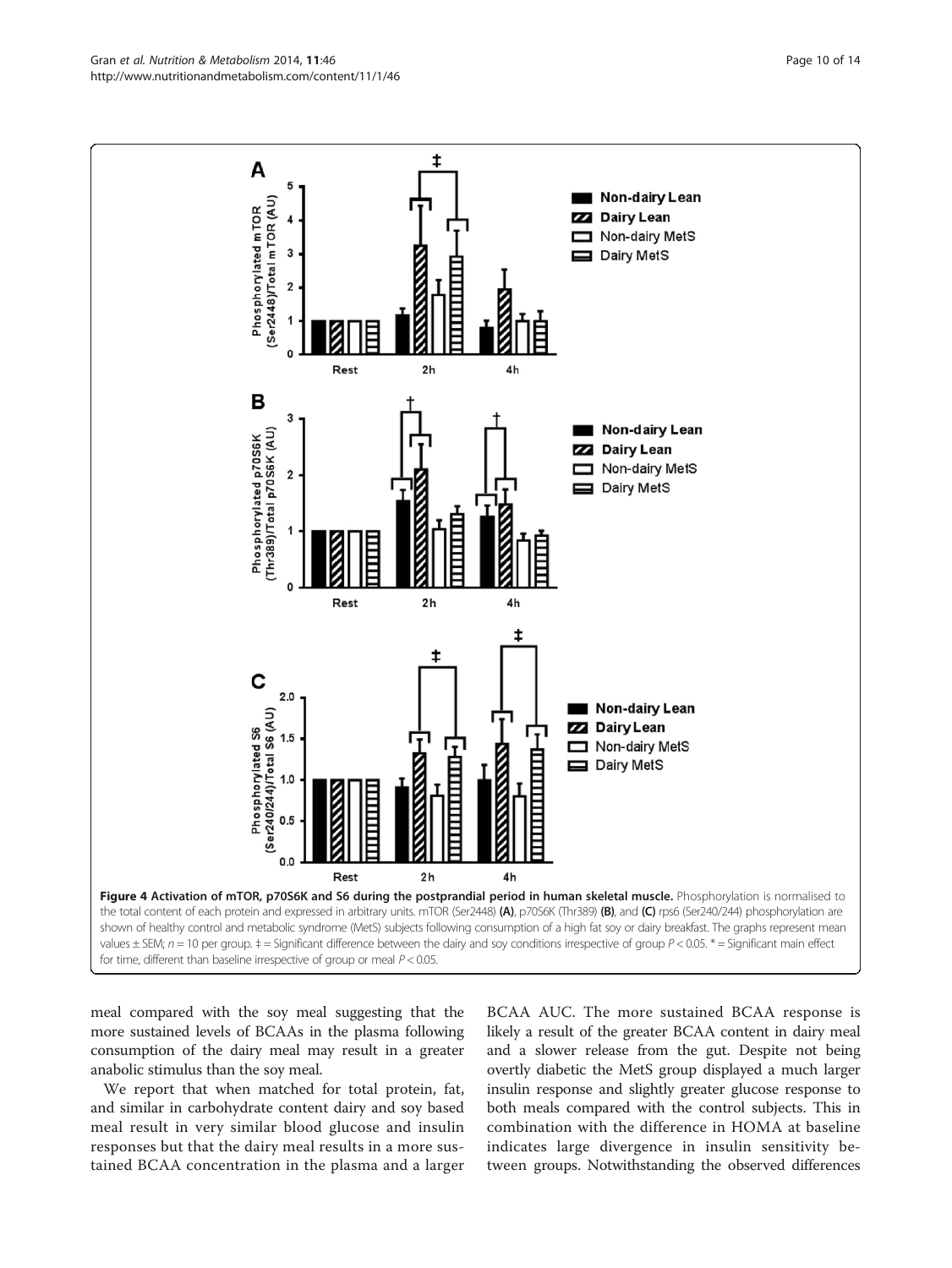**Figure 4 Activation of mTOR, p70S6K and S6 during the postprandial period in human skeletal muscle.** Phosphorylation is normalised to the total content of each protein and expressed in arbitrary units. mTOR (Ser2448) **(A)**, p70S6K (Thr389) **(B)**, and **(C)** rps6 (Ser240/244) phosphorylation are shown of healthy control and metabolic syndrome (MetS) subjects following consumption of a high fat soy or dairy breakfast. The graphs represent mean values ± SEM; $n = 10$ per group. ‡ = Significant difference between the dairy and soy conditions irrespective of group $P < 0.05$. * = Significant main effect for time, different than baseline irrespective of group or meal $P < 0.05$.

meal compared with the soy meal suggesting that the more sustained levels of BCAAs in the plasma following consumption of the dairy meal may result in a greater anabolic stimulus than the soy meal.

We report that when matched for total protein, fat, and similar in carbohydrate content dairy and soy based meal result in very similar blood glucose and insulin responses but that the dairy meal results in a more sustained BCAA concentration in the plasma and a larger BCAA AUC. The more sustained BCAA response is likely a result of the greater BCAA content in dairy meal and a slower release from the gut. Despite not being overtly diabetic the MetS group displayed a much larger insulin response and slightly greater glucose response to both meals compared with the control subjects. This in combination with the difference in HOMA at baseline indicates large divergence in insulin sensitivity between groups. Notwithstanding the observed differences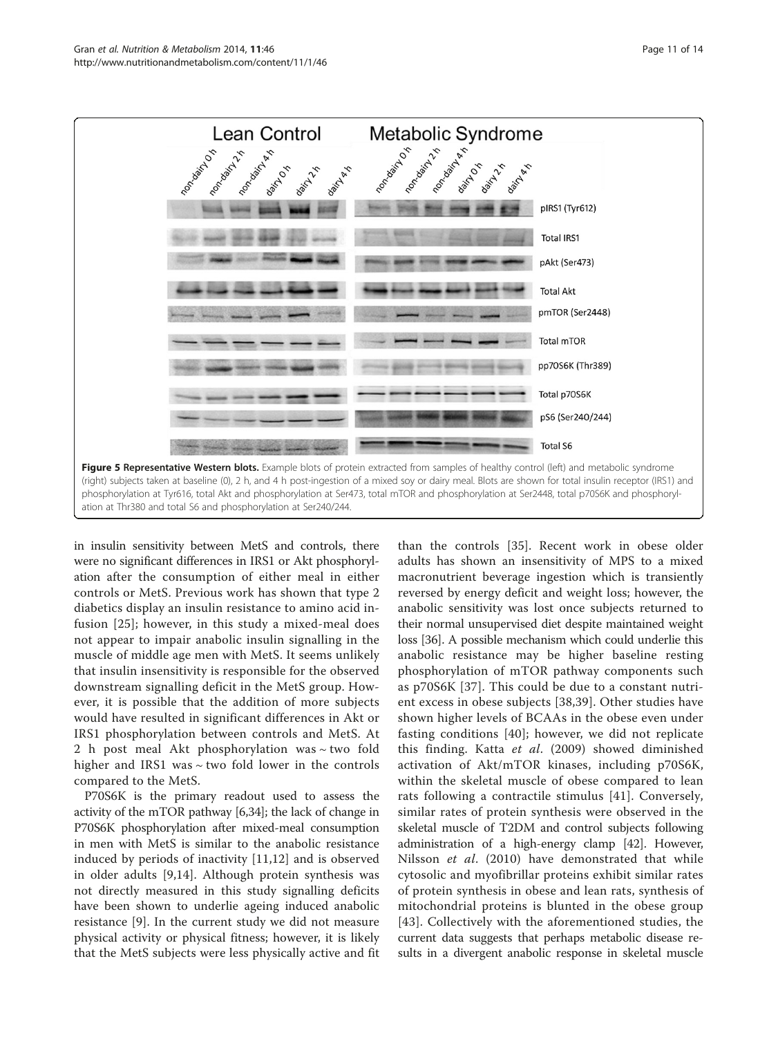**Figure 5 Representative Western blots.** Example blots of protein extracted from samples of healthy control (left) and metabolic syndrome (right) subjects taken at baseline (0), 2 h, and 4 h post-ingestion of a mixed soy or dairy meal. Blots are shown for total insulin receptor (IRS1) and phosphorylation at Tyr616, total Akt and phosphorylation at Ser473, total mTOR and phosphorylation at Ser2448, total p70S6K and phosphorylation at Thr380 and total S6 and phosphorylation at Ser240/244.

in insulin sensitivity between MetS and controls, there were no significant differences in IRS1 or Akt phosphorylation after the consumption of either meal in either controls or MetS. Previous work has shown that type 2 diabetics display an insulin resistance to amino acid infusion [25]; however, in this study a mixed-meal does not appear to impair anabolic insulin signalling in the muscle of middle age men with MetS. It seems unlikely that insulin insensitivity is responsible for the observed downstream signalling deficit in the MetS group. However, it is possible that the addition of more subjects would have resulted in significant differences in Akt or IRS1 phosphorylation between controls and MetS. At 2 h post meal Akt phosphorylation was ~ two fold higher and IRS1 was ~ two fold lower in the controls compared to the MetS.

P70S6K is the primary readout used to assess the activity of the mTOR pathway [6,34]; the lack of change in P70S6K phosphorylation after mixed-meal consumption in men with MetS is similar to the anabolic resistance induced by periods of inactivity [11,12] and is observed in older adults [9,14]. Although protein synthesis was not directly measured in this study signalling deficits have been shown to underlie ageing induced anabolic resistance [9]. In the current study we did not measure physical activity or physical fitness; however, it is likely that the MetS subjects were less physically active and fit than the controls [35]. Recent work in obese older adults has shown an insensitivity of MPS to a mixed macronutrient beverage ingestion which is transiently reversed by energy deficit and weight loss; however, the anabolic sensitivity was lost once subjects returned to their normal unsupervised diet despite maintained weight loss [36]. A possible mechanism which could underlie this anabolic resistance may be higher baseline resting phosphorylation of mTOR pathway components such as p70S6K [37]. This could be due to a constant nutrient excess in obese subjects [38,39]. Other studies have shown higher levels of BCAAs in the obese even under fasting conditions [40]; however, we did not replicate this finding. Katta *et al*. (2009) showed diminished activation of Akt/mTOR kinases, including p70S6K, within the skeletal muscle of obese compared to lean rats following a contractile stimulus [41]. Conversely, similar rates of protein synthesis were observed in the skeletal muscle of T2DM and control subjects following administration of a high-energy clamp [42]. However, Nilsson *et al*. (2010) have demonstrated that while cytosolic and myofibrillar proteins exhibit similar rates of protein synthesis in obese and lean rats, synthesis of mitochondrial proteins is blunted in the obese group [43]. Collectively with the aforementioned studies, the current data suggests that perhaps metabolic disease results in a divergent anabolic response in skeletal muscle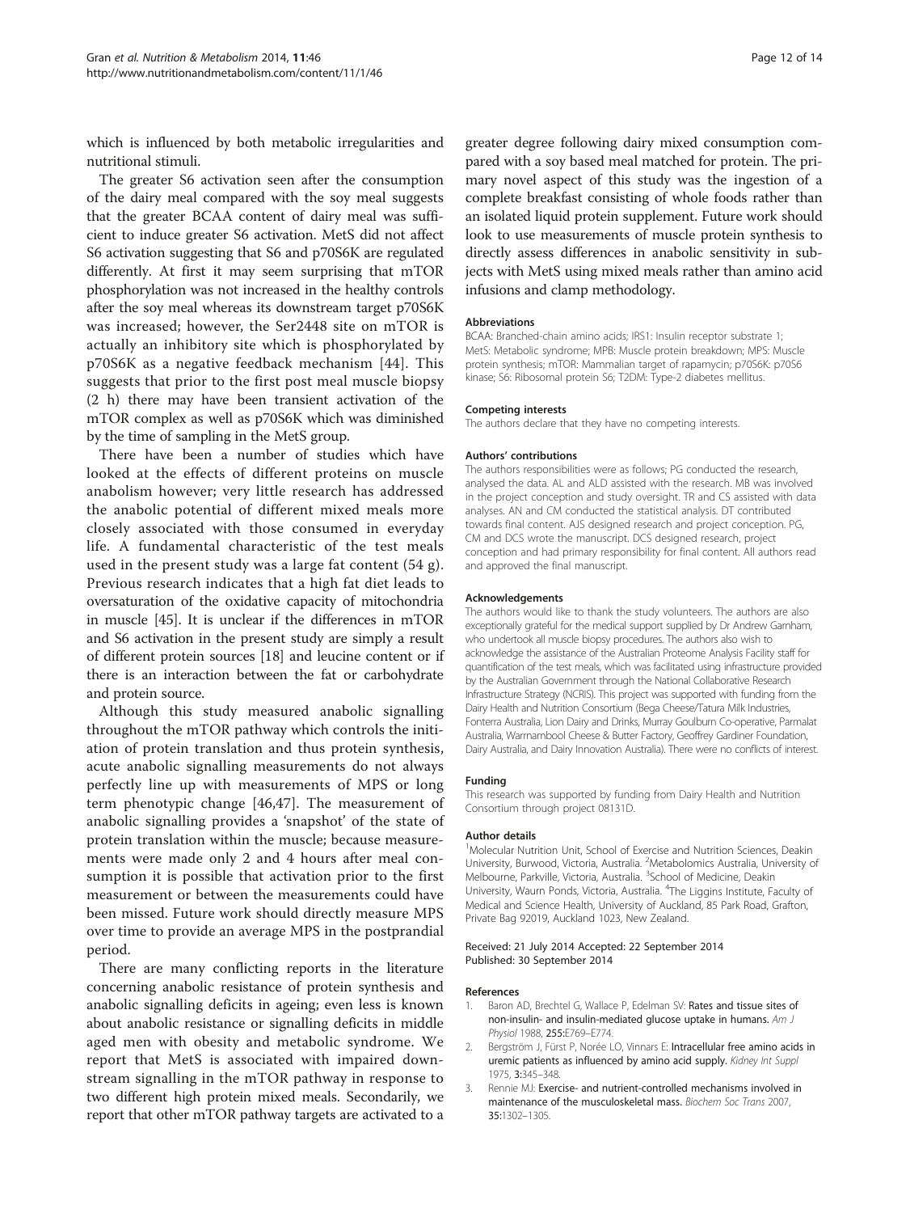which is influenced by both metabolic irregularities and nutritional stimuli.

The greater S6 activation seen after the consumption of the dairy meal compared with the soy meal suggests that the greater BCAA content of dairy meal was sufficient to induce greater S6 activation. MetS did not affect S6 activation suggesting that S6 and p70S6K are regulated differently. At first it may seem surprising that mTOR phosphorylation was not increased in the healthy controls after the soy meal whereas its downstream target p70S6K was increased; however, the Ser2448 site on mTOR is actually an inhibitory site which is phosphorylated by p70S6K as a negative feedback mechanism [44]. This suggests that prior to the first post meal muscle biopsy (2 h) there may have been transient activation of the mTOR complex as well as p70S6K which was diminished by the time of sampling in the MetS group.

There have been a number of studies which have looked at the effects of different proteins on muscle anabolism however; very little research has addressed the anabolic potential of different mixed meals more closely associated with those consumed in everyday life. A fundamental characteristic of the test meals used in the present study was a large fat content (54 g). Previous research indicates that a high fat diet leads to oversaturation of the oxidative capacity of mitochondria in muscle [45]. It is unclear if the differences in mTOR and S6 activation in the present study are simply a result of different protein sources [18] and leucine content or if there is an interaction between the fat or carbohydrate and protein source.

Although this study measured anabolic signalling throughout the mTOR pathway which controls the initiation of protein translation and thus protein synthesis, acute anabolic signalling measurements do not always perfectly line up with measurements of MPS or long term phenotypic change [46,47]. The measurement of anabolic signalling provides a 'snapshot' of the state of protein translation within the muscle; because measurements were made only 2 and 4 hours after meal consumption it is possible that activation prior to the first measurement or between the measurements could have been missed. Future work should directly measure MPS over time to provide an average MPS in the postprandial period.

There are many conflicting reports in the literature concerning anabolic resistance of protein synthesis and anabolic signalling deficits in ageing; even less is known about anabolic resistance or signalling deficits in middle aged men with obesity and metabolic syndrome. We report that MetS is associated with impaired downstream signalling in the mTOR pathway in response to two different high protein mixed meals. Secondarily, we report that other mTOR pathway targets are activated to a greater degree following dairy mixed consumption compared with a soy based meal matched for protein. The primary novel aspect of this study was the ingestion of a complete breakfast consisting of whole foods rather than an isolated liquid protein supplement. Future work should look to use measurements of muscle protein synthesis to directly assess differences in anabolic sensitivity in subjects with MetS using mixed meals rather than amino acid infusions and clamp methodology.

#### Abbreviations
BCAA: Branched-chain amino acids; IRS1: Insulin receptor substrate 1; MetS: Metabolic syndrome; MPB: Muscle protein breakdown; MPS: Muscle protein synthesis; mTOR: Mammalian target of rapamycin; p70S6K: p70S6 kinase; S6: Ribosomal protein S6; T2DM: Type-2 diabetes mellitus.

#### Competing interests
The authors declare that they have no competing interests.

#### Authors' contributions
The authors responsibilities were as follows; PG conducted the research, analysed the data. AL and ALD assisted with the research. MB was involved in the project conception and study oversight. TR and CS assisted with data analyses. AN and CM conducted the statistical analysis. DT contributed towards final content. AJS designed research and project conception. PG, CM and DCS wrote the manuscript. DCS designed research, project conception and had primary responsibility for final content. All authors read and approved the final manuscript.

#### Acknowledgements
The authors would like to thank the study volunteers. The authors are also exceptionally grateful for the medical support supplied by Dr Andrew Garnham, who undertook all muscle biopsy procedures. The authors also wish to acknowledge the assistance of the Australian Proteome Analysis Facility staff for quantification of the test meals, which was facilitated using infrastructure provided by the Australian Government through the National Collaborative Research Infrastructure Strategy (NCRIS). This project was supported with funding from the Dairy Health and Nutrition Consortium (Bega Cheese/Tatura Milk Industries, Fonterra Australia, Lion Dairy and Drinks, Murray Goulburn Co-operative, Parmalat Australia, Warrnambool Cheese & Butter Factory, Geoffrey Gardiner Foundation, Dairy Australia, and Dairy Innovation Australia). There were no conflicts of interest.

#### Funding
This research was supported by funding from Dairy Health and Nutrition Consortium through project 08131D.

#### Author details
[1]Molecular Nutrition Unit, School of Exercise and Nutrition Sciences, Deakin University, Burwood, Victoria, Australia. [2]Metabolomics Australia, University of Melbourne, Parkville, Victoria, Australia. [3]School of Medicine, Deakin University, Waurn Ponds, Victoria, Australia. [4]The Liggins Institute, Faculty of Medical and Science Health, University of Auckland, 85 Park Road, Grafton, Private Bag 92019, Auckland 1023, New Zealand.

Received: 21 July 2014 Accepted: 22 September 2014
Published: 30 September 2014

#### References
1. Baron AD, Brechtel G, Wallace P, Edelman SV: **Rates and tissue sites of non-insulin- and insulin-mediated glucose uptake in humans.** *Am J Physiol* 1988, **255:**E769–E774.
2. Bergström J, Fürst P, Norée LO, Vinnars E: **Intracellular free amino acids in uremic patients as influenced by amino acid supply.** *Kidney Int Suppl* 1975, **3:**345–348.
3. Rennie MJ: **Exercise- and nutrient-controlled mechanisms involved in maintenance of the musculoskeletal mass.** *Biochem Soc Trans* 2007, **35:**1302–1305.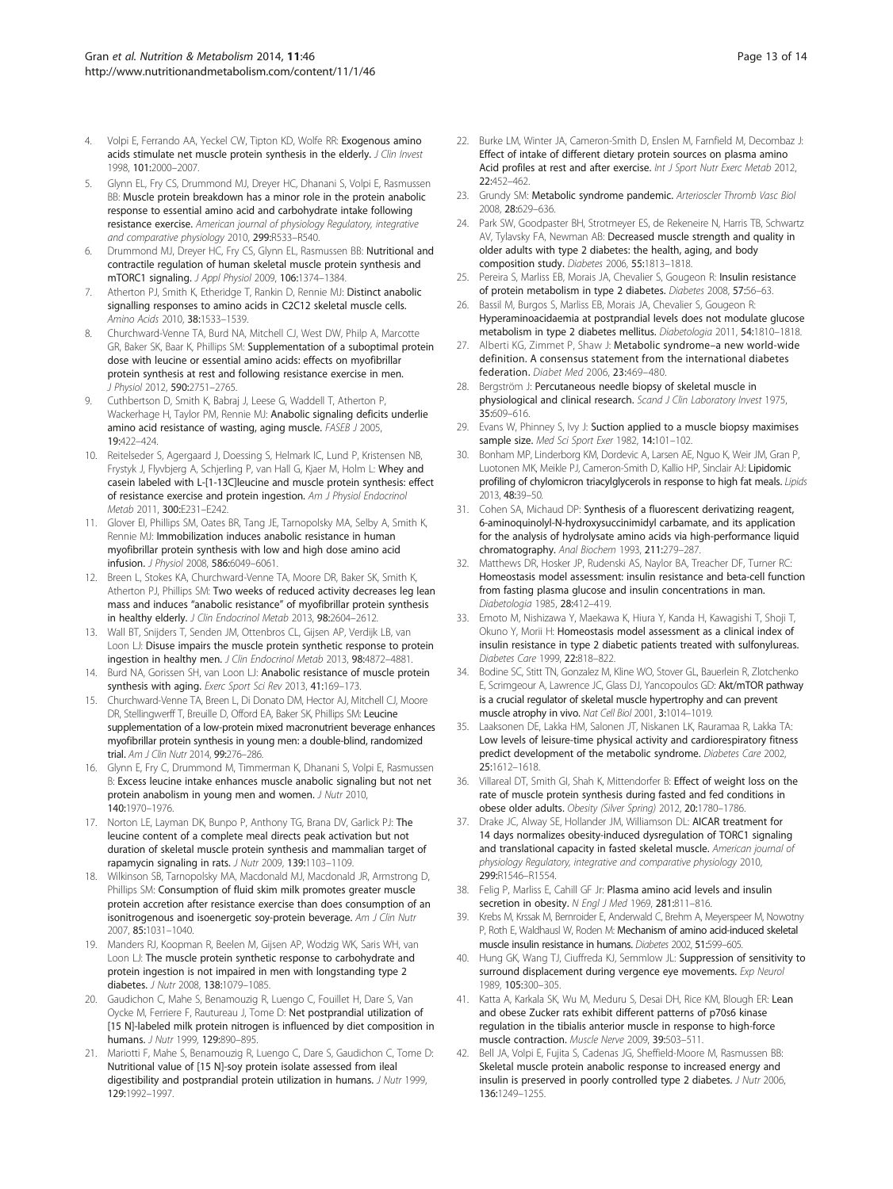4. Volpi E, Ferrando AA, Yeckel CW, Tipton KD, Wolfe RR: **Exogenous amino acids stimulate net muscle protein synthesis in the elderly.** *J Clin Invest* 1998, **101:**2000–2007.
5. Glynn EL, Fry CS, Drummond MJ, Dreyer HC, Dhanani S, Volpi E, Rasmussen BB: **Muscle protein breakdown has a minor role in the protein anabolic response to essential amino acid and carbohydrate intake following resistance exercise.** *American journal of physiology Regulatory, integrative and comparative physiology* 2010, **299:**R533–R540.
6. Drummond MJ, Dreyer HC, Fry CS, Glynn EL, Rasmussen BB: **Nutritional and contractile regulation of human skeletal muscle protein synthesis and mTORC1 signaling.** *J Appl Physiol* 2009, **106:**1374–1384.
7. Atherton PJ, Smith K, Etheridge T, Rankin D, Rennie MJ: **Distinct anabolic signalling responses to amino acids in C2C12 skeletal muscle cells.** *Amino Acids* 2010, **38:**1533–1539.
8. Churchward-Venne TA, Burd NA, Mitchell CJ, West DW, Philp A, Marcotte GR, Baker SK, Baar K, Phillips SM: **Supplementation of a suboptimal protein dose with leucine or essential amino acids: effects on myofibrillar protein synthesis at rest and following resistance exercise in men.** *J Physiol* 2012, **590:**2751–2765.
9. Cuthbertson D, Smith K, Babraj J, Leese G, Waddell T, Atherton P, Wackerhage H, Taylor PM, Rennie MJ: **Anabolic signaling deficits underlie amino acid resistance of wasting, aging muscle.** *FASEB J* 2005, **19:**422–424.
10. Reitelseder S, Agergaard J, Doessing S, Helmark IC, Lund P, Kristensen NB, Frystyk J, Flyvbjerg A, Schjerling P, van Hall G, Kjaer M, Holm L: **Whey and casein labeled with L-[1-13C]leucine and muscle protein synthesis: effect of resistance exercise and protein ingestion.** *Am J Physiol Endocrinol Metab* 2011, **300:**E231–E242.
11. Glover EI, Phillips SM, Oates BR, Tang JE, Tarnopolsky MA, Selby A, Smith K, Rennie MJ: **Immobilization induces anabolic resistance in human myofibrillar protein synthesis with low and high dose amino acid infusion.** *J Physiol* 2008, **586:**6049–6061.
12. Breen L, Stokes KA, Churchward-Venne TA, Moore DR, Baker SK, Smith K, Atherton PJ, Phillips SM: **Two weeks of reduced activity decreases leg lean mass and induces "anabolic resistance" of myofibrillar protein synthesis in healthy elderly.** *J Clin Endocrinol Metab* 2013, **98:**2604–2612.
13. Wall BT, Snijders T, Senden JM, Ottenbros CL, Gijsen AP, Verdijk LB, van Loon LJ: **Disuse impairs the muscle protein synthetic response to protein ingestion in healthy men.** *J Clin Endocrinol Metab* 2013, **98:**4872–4881.
14. Burd NA, Gorissen SH, van Loon LJ: **Anabolic resistance of muscle protein synthesis with aging.** *Exerc Sport Sci Rev* 2013, **41:**169–173.
15. Churchward-Venne TA, Breen L, Di Donato DM, Hector AJ, Mitchell CJ, Moore DR, Stellingwerff T, Breuille D, Offord EA, Baker SK, Phillips SM: **Leucine supplementation of a low-protein mixed macronutrient beverage enhances myofibrillar protein synthesis in young men: a double-blind, randomized trial.** *Am J Clin Nutr* 2014, **99:**276–286.
16. Glynn E, Fry C, Drummond M, Timmerman K, Dhanani S, Volpi E, Rasmussen B: **Excess leucine intake enhances muscle anabolic signaling but not net protein anabolism in young men and women.** *J Nutr* 2010, **140:**1970–1976.
17. Norton LE, Layman DK, Bunpo P, Anthony TG, Brana DV, Garlick PJ: **The leucine content of a complete meal directs peak activation but not duration of skeletal muscle protein synthesis and mammalian target of rapamycin signaling in rats.** *J Nutr* 2009, **139:**1103–1109.
18. Wilkinson SB, Tarnopolsky MA, Macdonald MJ, Macdonald JR, Armstrong D, Phillips SM: **Consumption of fluid skim milk promotes greater muscle protein accretion after resistance exercise than does consumption of an isonitrogenous and isoenergetic soy-protein beverage.** *Am J Clin Nutr* 2007, **85:**1031–1040.
19. Manders RJ, Koopman R, Beelen M, Gijsen AP, Wodzig WK, Saris WH, van Loon LJ: **The muscle protein synthetic response to carbohydrate and protein ingestion is not impaired in men with longstanding type 2 diabetes.** *J Nutr* 2008, **138:**1079–1085.
20. Gaudichon C, Mahe S, Benamouzig R, Luengo C, Fouillet H, Dare S, Van Oycke M, Ferriere F, Rautureau J, Tome D: **Net postprandial utilization of [15 N]-labeled milk protein nitrogen is influenced by diet composition in humans.** *J Nutr* 1999, **129:**890–895.
21. Mariotti F, Mahe S, Benamouzig R, Luengo C, Dare S, Gaudichon C, Tome D: **Nutritional value of [15 N]-soy protein isolate assessed from ileal digestibility and postprandial protein utilization in humans.** *J Nutr* 1999, **129:**1992–1997.
22. Burke LM, Winter JA, Cameron-Smith D, Enslen M, Farnfield M, Decombaz J: **Effect of intake of different dietary protein sources on plasma amino Acid profiles at rest and after exercise.** *Int J Sport Nutr Exerc Metab* 2012, **22:**452–462.
23. Grundy SM: **Metabolic syndrome pandemic.** *Arterioscler Thromb Vasc Biol* 2008, **28:**629–636.
24. Park SW, Goodpaster BH, Strotmeyer ES, de Rekeneire N, Harris TB, Schwartz AV, Tylavsky FA, Newman AB: **Decreased muscle strength and quality in older adults with type 2 diabetes: the health, aging, and body composition study.** *Diabetes* 2006, **55:**1813–1818.
25. Pereira S, Marliss EB, Morais JA, Chevalier S, Gougeon R: **Insulin resistance of protein metabolism in type 2 diabetes.** *Diabetes* 2008, **57:**56–63.
26. Bassil M, Burgos S, Marliss EB, Morais JA, Chevalier S, Gougeon R: **Hyperaminoacidaemia at postprandial levels does not modulate glucose metabolism in type 2 diabetes mellitus.** *Diabetologia* 2011, **54:**1810–1818.
27. Alberti KG, Zimmet P, Shaw J: **Metabolic syndrome–a new world-wide definition. A consensus statement from the international diabetes federation.** *Diabet Med* 2006, **23:**469–480.
28. Bergström J: **Percutaneous needle biopsy of skeletal muscle in physiological and clinical research.** *Scand J Clin Laboratory Invest* 1975, **35:**609–616.
29. Evans W, Phinney S, Ivy J: **Suction applied to a muscle biopsy maximises sample size.** *Med Sci Sport Exer* 1982, **14:**101–102.
30. Bonham MP, Linderborg KM, Dordevic A, Larsen AE, Nguo K, Weir JM, Gran P, Luotonen MK, Meikle PJ, Cameron-Smith D, Kallio HP, Sinclair AJ: **Lipidomic profiling of chylomicron triacylglycerols in response to high fat meals.** *Lipids* 2013, **48:**39–50.
31. Cohen SA, Michaud DP: **Synthesis of a fluorescent derivatizing reagent, 6-aminoquinolyl-N-hydroxysuccinimidyl carbamate, and its application for the analysis of hydrolysate amino acids via high-performance liquid chromatography.** *Anal Biochem* 1993, **211:**279–287.
32. Matthews DR, Hosker JP, Rudenski AS, Naylor BA, Treacher DF, Turner RC: **Homeostasis model assessment: insulin resistance and beta-cell function from fasting plasma glucose and insulin concentrations in man.** *Diabetologia* 1985, **28:**412–419.
33. Emoto M, Nishizawa Y, Maekawa K, Hiura Y, Kanda H, Kawagishi T, Shoji T, Okuno Y, Morii H: **Homeostasis model assessment as a clinical index of insulin resistance in type 2 diabetic patients treated with sulfonylureas.** *Diabetes Care* 1999, **22:**818–822.
34. Bodine SC, Stitt TN, Gonzalez M, Kline WO, Stover GL, Bauerlein R, Zlotchenko E, Scrimgeour A, Lawrence JC, Glass DJ, Yancopoulos GD: **Akt/mTOR pathway is a crucial regulator of skeletal muscle hypertrophy and can prevent muscle atrophy in vivo.** *Nat Cell Biol* 2001, **3:**1014–1019.
35. Laaksonen DE, Lakka HM, Salonen JT, Niskanen LK, Rauramaa R, Lakka TA: **Low levels of leisure-time physical activity and cardiorespiratory fitness predict development of the metabolic syndrome.** *Diabetes Care* 2002, **25:**1612–1618.
36. Villareal DT, Smith GI, Shah K, Mittendorfer B: **Effect of weight loss on the rate of muscle protein synthesis during fasted and fed conditions in obese older adults.** *Obesity (Silver Spring)* 2012, **20:**1780–1786.
37. Drake JC, Alway SE, Hollander JM, Williamson DL: **AICAR treatment for 14 days normalizes obesity-induced dysregulation of TORC1 signaling and translational capacity in fasted skeletal muscle.** *American journal of physiology Regulatory, integrative and comparative physiology* 2010, **299:**R1546–R1554.
38. Felig P, Marliss E, Cahill GF Jr: **Plasma amino acid levels and insulin secretion in obesity.** *N Engl J Med* 1969, **281:**811–816.
39. Krebs M, Krssak M, Bernroider E, Anderwald C, Brehm A, Meyerspeer M, Nowotny P, Roth E, Waldhausl W, Roden M: **Mechanism of amino acid-induced skeletal muscle insulin resistance in humans.** *Diabetes* 2002, **51:**599–605.
40. Hung GK, Wang TJ, Ciuffreda KJ, Semmlow JL: **Suppression of sensitivity to surround displacement during vergence eye movements.** *Exp Neurol* 1989, **105:**300–305.
41. Katta A, Karkala SK, Wu M, Meduru S, Desai DH, Rice KM, Blough ER: **Lean and obese Zucker rats exhibit different patterns of p70s6 kinase regulation in the tibialis anterior muscle in response to high-force muscle contraction.** *Muscle Nerve* 2009, **39:**503–511.
42. Bell JA, Volpi E, Fujita S, Cadenas JG, Sheffield-Moore M, Rasmussen BB: **Skeletal muscle protein anabolic response to increased energy and insulin is preserved in poorly controlled type 2 diabetes.** *J Nutr* 2006, **136:**1249–1255.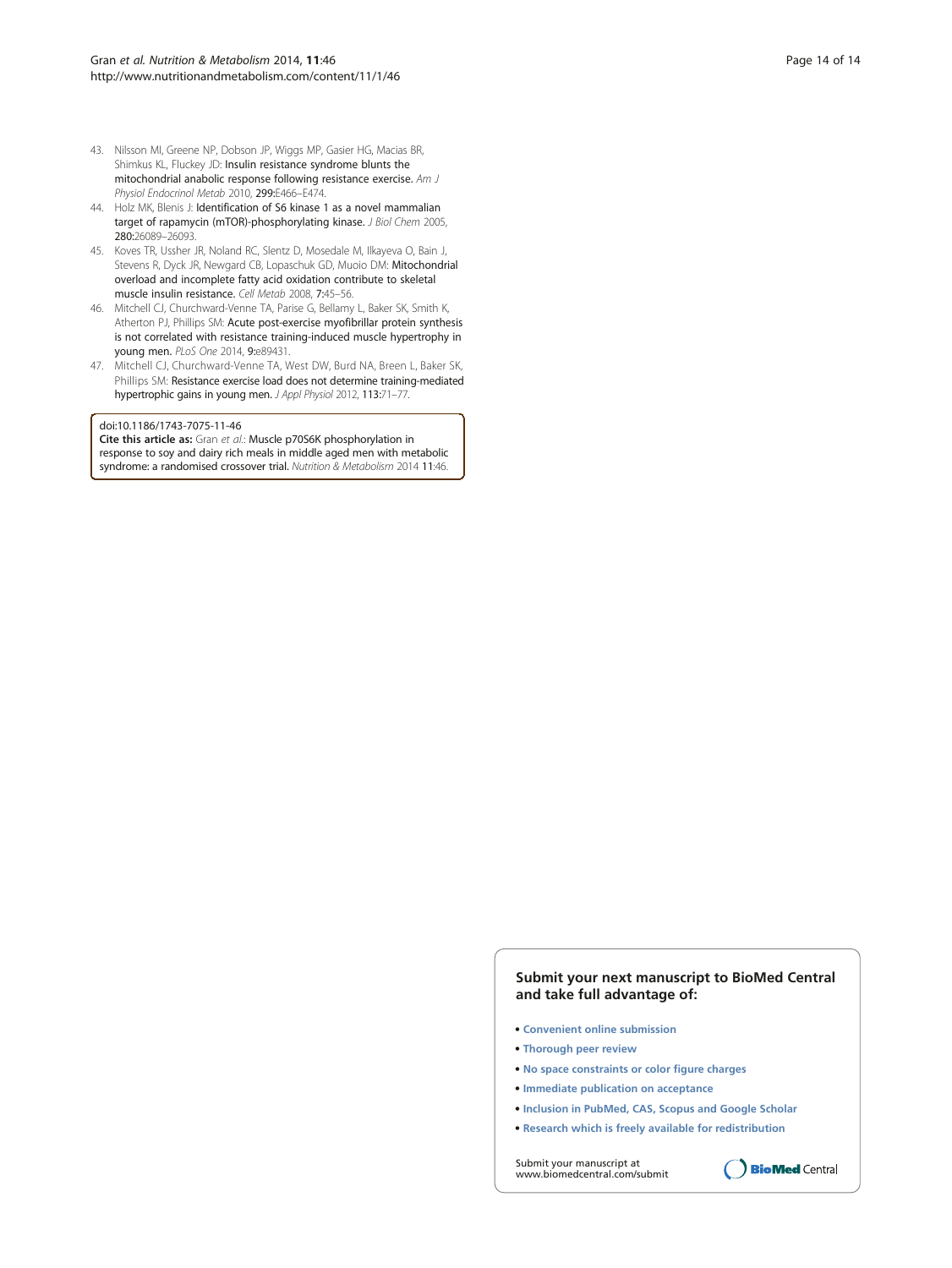43. Nilsson MI, Greene NP, Dobson JP, Wiggs MP, Gasier HG, Macias BR, Shimkus KL, Fluckey JD: **Insulin resistance syndrome blunts the mitochondrial anabolic response following resistance exercise.** *Am J Physiol Endocrinol Metab* 2010, **299:**E466–E474.
44. Holz MK, Blenis J: **Identification of S6 kinase 1 as a novel mammalian target of rapamycin (mTOR)-phosphorylating kinase.** *J Biol Chem* 2005, **280:**26089–26093.
45. Koves TR, Ussher JR, Noland RC, Slentz D, Mosedale M, Ilkayeva O, Bain J, Stevens R, Dyck JR, Newgard CB, Lopaschuk GD, Muoio DM: **Mitochondrial overload and incomplete fatty acid oxidation contribute to skeletal muscle insulin resistance.** *Cell Metab* 2008, **7:**45–56.
46. Mitchell CJ, Churchward-Venne TA, Parise G, Bellamy L, Baker SK, Smith K, Atherton PJ, Phillips SM: **Acute post-exercise myofibrillar protein synthesis is not correlated with resistance training-induced muscle hypertrophy in young men.** *PLoS One* 2014, **9:**e89431.
47. Mitchell CJ, Churchward-Venne TA, West DW, Burd NA, Breen L, Baker SK, Phillips SM: **Resistance exercise load does not determine training-mediated hypertrophic gains in young men.** *J Appl Physiol* 2012, **113:**71–77.

doi:10.1186/1743-7075-11-46

**Cite this article as:** Gran *et al.*: **Muscle p70S6K phosphorylation in response to soy and dairy rich meals in middle aged men with metabolic syndrome: a randomised crossover trial.** *Nutrition & Metabolism* 2014 **11**:46.

**Submit your next manuscript to BioMed Central and take full advantage of:**

- **Convenient online submission**
- **Thorough peer review**
- **No space constraints or color figure charges**
- **Immediate publication on acceptance**
- **Inclusion in PubMed, CAS, Scopus and Google Scholar**
- **Research which is freely available for redistribution**

Submit your manuscript at
www.biomedcentral.com/submit

BioMed Central